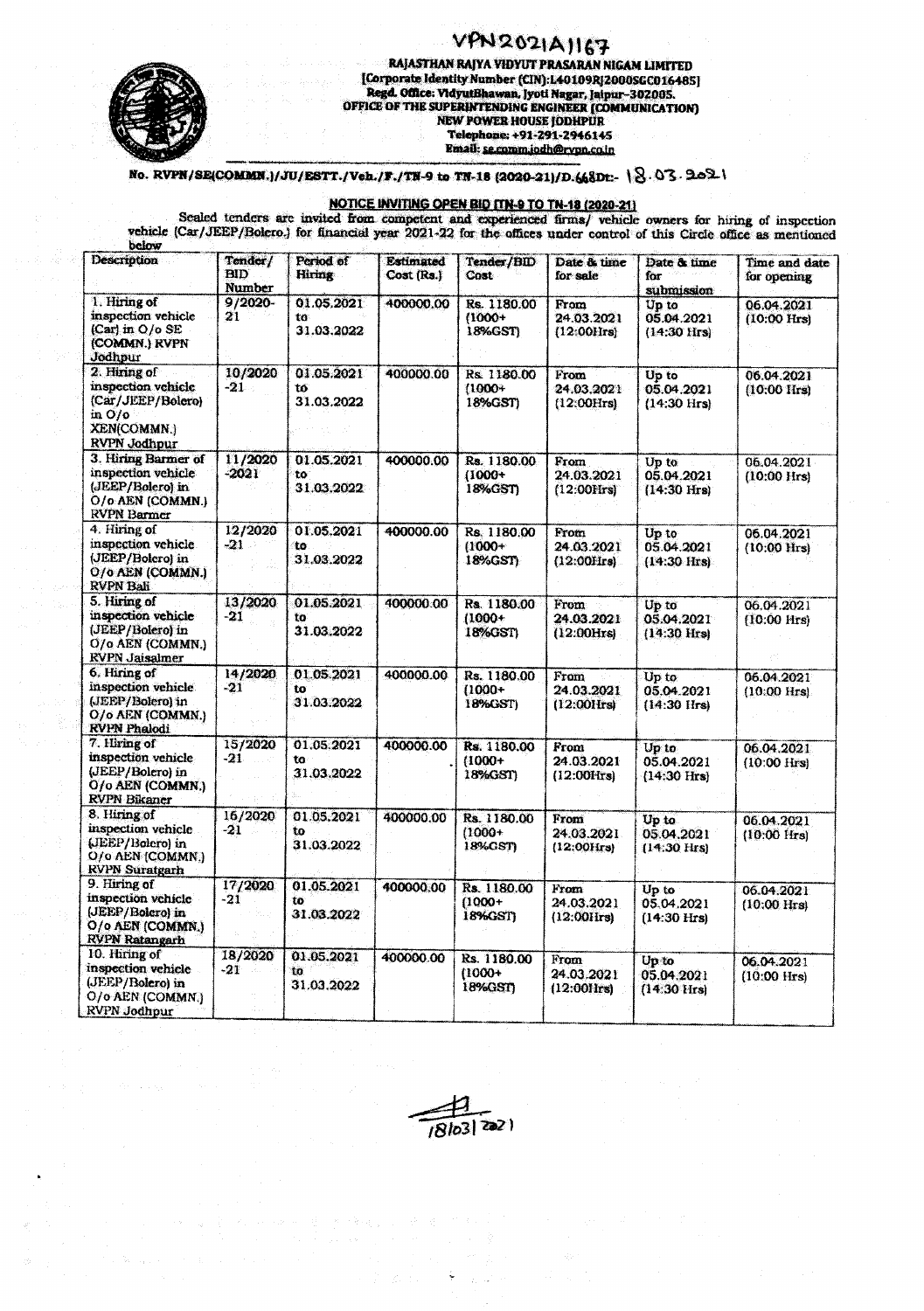VPN2021A1167

**RAJASTHAN RAJYA VIDYUT PRASARAN NIGAM LIMITED**
**[Corporate Identity Number (CIN):L40109RJ2000SGC016485]**
**Regd. Office: VidyutBhawan, Jyoti Nagar, Jaipur-302005.**
**OFFICE OF THE SUPERINTENDING ENGINEER (COMMUNICATION)**
**NEW POWER HOUSE JODHPUR**
**Telephone: +91-291-2946145**
**Email: se.comm.jodh@rvpn.co.in**

**No. RVPN/SE(COMMN.)/JU/ESTT./Veh./F./TN-9 to TN-18 (2020-21)/D.668Dt:- 18.03.2021**

## NOTICE INVITING OPEN BID (TN-9 TO TN-18 (2020-21)

Sealed tenders are invited from competent and experienced firms/ vehicle owners for hiring of inspection vehicle (Car/JEEP/Bolero.) for financial year 2021-22 for the offices under control of this Circle office as mentioned below

| Description | Tender/ BID Number | Period of Hiring | Estimated Cost (Rs.) | Tender/BID Cost | Date & time for sale | Date & time for submission | Time and date for opening |
|---|---|---|---|---|---|---|---|
| 1. Hiring of inspection vehicle (Car) in O/o SE (COMMN.) RVPN Jodhpur | 9/2020-21 | 01.05.2021 to 31.03.2022 | 400000.00 | Rs. 1180.00 (1000+ 18%GST) | From 24.03.2021 (12:00Hrs) | Up to 05.04.2021 (14:30 Hrs) | 06.04.2021 (10:00 Hrs) |
| 2. Hiring of inspection vehicle (Car/JEEP/Bolero) in O/o XEN(COMMN.) RVPN Jodhpur | 10/2020-21 | 01.05.2021 to 31.03.2022 | 400000.00 | Rs. 1180.00 (1000+ 18%GST) | From 24.03.2021 (12:00Hrs) | Up to 05.04.2021 (14:30 Hrs) | 06.04.2021 (10:00 Hrs) |
| 3. Hiring Barmer of inspection vehicle (JEEP/Bolero) in O/o AEN (COMMN.) RVPN Barmer | 11/2020-2021 | 01.05.2021 to 31.03.2022 | 400000.00 | Rs. 1180.00 (1000+ 18%GST) | From 24.03.2021 (12:00Hrs) | Up to 05.04.2021 (14:30 Hrs) | 06.04.2021 (10:00 Hrs) |
| 4. Hiring of inspection vehicle (JEEP/Bolero) in O/o AEN (COMMN.) RVPN Bali | 12/2020-21 | 01.05.2021 to 31.03.2022 | 400000.00 | Rs. 1180.00 (1000+ 18%GST) | From 24.03.2021 (12:00Hrs) | Up to 05.04.2021 (14:30 Hrs) | 06.04.2021 (10:00 Hrs) |
| 5. Hiring of inspection vehicle (JEEP/Bolero) in O/o AEN (COMMN.) RVPN Jaisalmer | 13/2020-21 | 01.05.2021 to 31.03.2022 | 400000.00 | Rs. 1180.00 (1000+ 18%GST) | From 24.03.2021 (12:00Hrs) | Up to 05.04.2021 (14:30 Hrs) | 06.04.2021 (10:00 Hrs) |
| 6. Hiring of inspection vehicle (JEEP/Bolero) in O/o AEN (COMMN.) RVPN Phalodi | 14/2020-21 | 01.05.2021 to 31.03.2022 | 400000.00 | Rs. 1180.00 (1000+ 18%GST) | From 24.03.2021 (12:00Hrs) | Up to 05.04.2021 (14:30 Hrs) | 06.04.2021 (10:00 Hrs) |
| 7. Hiring of inspection vehicle (JEEP/Bolero) in O/o AEN (COMMN.) RVPN Bikaner | 15/2020-21 | 01.05.2021 to 31.03.2022 | 400000.00 | Rs. 1180.00 (1000+ 18%GST) | From 24.03.2021 (12:00Hrs) | Up to 05.04.2021 (14:30 Hrs) | 06.04.2021 (10:00 Hrs) |
| 8. Hiring of inspection vehicle (JEEP/Bolero) in O/o AEN (COMMN.) RVPN Suratgarh | 16/2020-21 | 01.05.2021 to 31.03.2022 | 400000.00 | Rs. 1180.00 (1000+ 18%GST) | From 24.03.2021 (12:00Hrs) | Up to 05.04.2021 (14:30 Hrs) | 06.04.2021 (10:00 Hrs) |
| 9. Hiring of inspection vehicle (JEEP/Bolero) in O/o AEN (COMMN.) RVPN Ratangarh | 17/2020-21 | 01.05.2021 to 31.03.2022 | 400000.00 | Rs. 1180.00 (1000+ 18%GST) | From 24.03.2021 (12:00Hrs) | Up to 05.04.2021 (14:30 Hrs) | 06.04.2021 (10:00 Hrs) |
| 10. Hiring of inspection vehicle (JEEP/Bolero) in O/o AEN (COMMN.) RVPN Jodhpur | 18/2020-21 | 01.05.2021 to 31.03.2022 | 400000.00 | Rs. 1180.00 (1000+ 18%GST) | From 24.03.2021 (12:00Hrs) | Up to 05.04.2021 (14:30 Hrs) | 06.04.2021 (10:00 Hrs) |

18/03/2021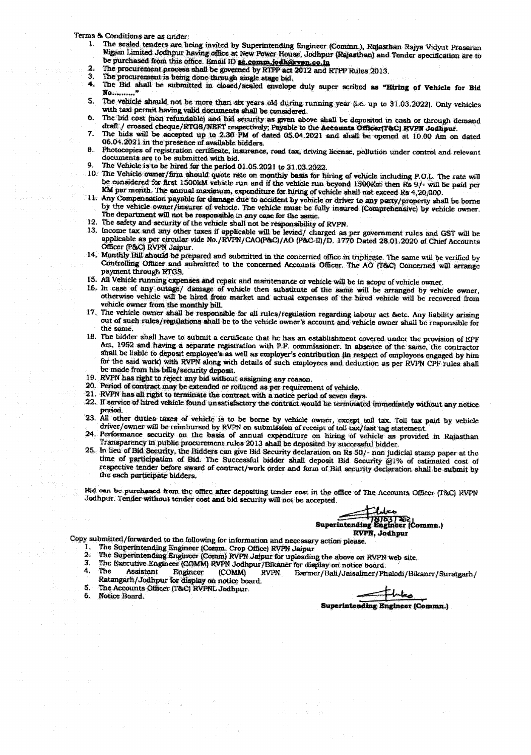Terms & Conditions are as under:

1. The sealed tenders are being invited by Superintending Engineer (Commn.), Rajasthan Rajya Vidyut Prasaran Nigam Limited Jodhpur having office at New Power House, Jodhpur (Rajasthan) and Tender specification are to be purchased from this office. Email ID **se.comm.jodh@rvpn.co.in**
2. The procurement process shall be governed by RTPP act 2012 and RTPP Rules 2013.
3. The procurement is being done through single stage bid.
4. The Bid shall be submitted in closed/sealed envelope duly super scribed as **"Hiring of Vehicle for Bid No.........."**
5. The vehicle should not be more than six years old during running year (i.e. up to 31.03.2022). Only vehicles with taxi permit having valid documents shall be considered.
6. The bid cost (non refundable) and bid security as given above shall be deposited in cash or through demand draft / crossed cheque/RTGS/NEFT respectively; Payable to the **Accounts Officer(T&C) RVPN Jodhpur**.
7. The bids will be accepted up to 2.30 PM of dated 05.04.2021 and shall be opened at 10.00 Am on dated 06.04.2021 in the presence of available bidders.
8. Photocopies of registration certificate, insurance, road tax, driving license, pollution under control and relevant documents are to be submitted with bid.
9. The Vehicle is to be hired for the period 01.05.2021 to 31.03.2022.
10. The Vehicle owner/firm should quote rate on monthly basis for hiring of vehicle including P.O.L. The rate will be considered for first 1500kM vehicle run and if the vehicle run beyond 1500Km then Rs 9/- will be paid per KM per month. The annual maximum, expenditure for hiring of vehicle shall not exceed Rs 4,20,000.
11. Any Compensation payable for damage due to accident by vehicle or driver to any party/property shall be borne by the vehicle owner/insurer of vehicle. The vehicle must be fully insured (Comprehensive) by vehicle owner. The department will not be responsible in any case for the same.
12. The safety and security of the vehicle shall not be responsibility of RVPN.
13. Income tax and any other taxes if applicable will be levied/ charged as per government rules and GST will be applicable as per circular vide No./RVPN/CAO(P&C)/AO (P&C-II)/D. 1770 Dated 28.01.2020 of Chief Accounts Officer (P&C) RVPN Jaipur.
14. Monthly Bill should be prepared and submitted in the concerned office in triplicate. The same will be verified by Controlling Officer and submitted to the concerned Accounts Officer. The AO (T&C) Concerned will arrange payment through RTGS.
15. All Vehicle running expenses and repair and maintenance or vehicle will be in scope of vehicle owner.
16. In case of any outage/ damage of vehicle then substitute of the same will be arranged by vehicle owner, otherwise vehicle will be hired from market and actual expenses of the hired vehicle will be recovered from vehicle owner from the monthly bill.
17. The vehicle owner shall be responsible for all rules/regulation regarding labour act &etc. Any liability arising out of such rules/regulations shall be to the vehicle owner's account and vehicle owner shall be responsible for the same.
18. The bidder shall have to submit a certificate that he has an establishment covered under the provision of EPF Act, 1952 and having a separate registration with P.F. commissioner. In absence of the same, the contractor shall be liable to deposit employee's as well as employer's contribution (in respect of employees engaged by him for the said work) with RVPN along with details of such employees and deduction as per RVPN CPF rules shall be made from his bills/security deposit.
19. RVPN has right to reject any bid without assigning any reason.
20. Period of contract may be extended or reduced as per requirement of vehicle.
21. RVPN has all right to terminate the contract with a notice period of seven days.
22. If service of hired vehicle found unsatisfactory the contract would be terminated immediately without any notice period.
23. All other duties taxes of vehicle is to be borne by vehicle owner, except toll tax. Toll tax paid by vehicle driver/owner will be reimbursed by RVPN on submission of receipt of toll tax/fast tag statement.
24. Performance security on the basis of annual expenditure on hiring of vehicle as provided in Rajasthan Transparency in public procurement rules 2013 shall be deposited by successful bidder.
25. In lieu of Bid Security, the Bidders can give Bid Security declaration on Rs 50/- non judicial stamp paper at the time of participation of Bid. The Successful bidder shall deposit Bid Security @1% of estimated cost of respective tender before award of contract/work order and form of Bid security declaration shall be submit by the each participate bidders.

Bid can be purchased from the office after depositing tender cost in the office of The Accounts Officer (T&C) RVPN Jodhpur. Tender without tender cost and bid security will not be accepted.

18/03/2021

**Superintending Engineer (Commn.)**
**RVPN, Jodhpur**

Copy submitted/forwarded to the following for information and necessary action please.

1. The Superintending Engineer (Comm. Crop Office) RVPN Jaipur
2. The Superintending Engineer (Comm) RVPN Jaipur for uploading the above on RVPN web site.
3. The Executive Engineer (COMM) RVPN Jodhpur/Bikaner for display on notice board.
4. The Assistant Engineer (COMM) RVPN Barmer/Bali/Jaisalmer/Phalodi/Bikaner/Suratgarh/ Ratangarh/Jodhpur for display on notice board.
5. The Accounts Officer (T&C) RVPNL Jodhpur.
6. Notice Board.

**Superintending Engineer (Commn.)**